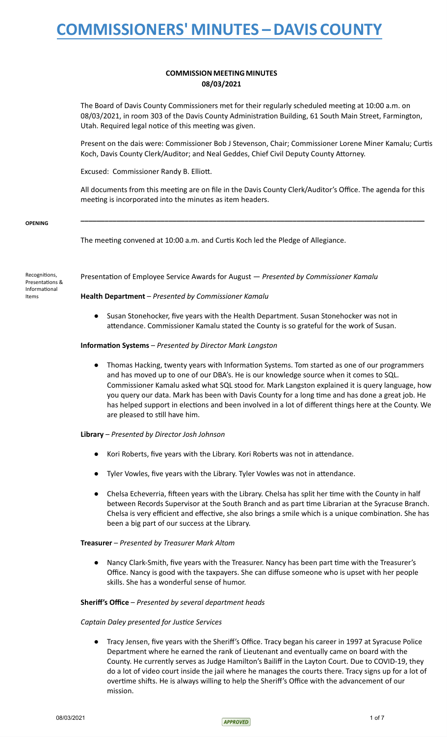# COMMISSIONERS' MINUTES – DAVIS COUNTY

## COMMISSION MEETING MINUTES
## 08/03/2021

The Board of Davis County Commissioners met for their regularly scheduled meeting at 10:00 a.m. on 08/03/2021, in room 303 of the Davis County Administration Building, 61 South Main Street, Farmington, Utah. Required legal notice of this meeting was given.

Present on the dais were: Commissioner Bob J Stevenson, Chair; Commissioner Lorene Miner Kamalu; Curtis Koch, Davis County Clerk/Auditor; and Neal Geddes, Chief Civil Deputy County Attorney.

Excused: Commissioner Randy B. Elliott.

All documents from this meeting are on file in the Davis County Clerk/Auditor's Office. The agenda for this meeting is incorporated into the minutes as item headers.

---

**OPENING**

The meeting convened at 10:00 a.m. and Curtis Koch led the Pledge of Allegiance.

Recognitions, Presentations & Informational Items

Presentation of Employee Service Awards for August — *Presented by Commissioner Kamalu*

**Health Department** – *Presented by Commissioner Kamalu*

- Susan Stonehocker, five years with the Health Department. Susan Stonehocker was not in attendance. Commissioner Kamalu stated the County is so grateful for the work of Susan.

**Information Systems** – *Presented by Director Mark Langston*

- Thomas Hacking, twenty years with Information Systems. Tom started as one of our programmers and has moved up to one of our DBA's. He is our knowledge source when it comes to SQL. Commissioner Kamalu asked what SQL stood for. Mark Langston explained it is query language, how you query our data. Mark has been with Davis County for a long time and has done a great job. He has helped support in elections and been involved in a lot of different things here at the County. We are pleased to still have him.

**Library** – *Presented by Director Josh Johnson*

- Kori Roberts, five years with the Library. Kori Roberts was not in attendance.
- Tyler Vowles, five years with the Library. Tyler Vowles was not in attendance.
- Chelsa Echeverria, fifteen years with the Library. Chelsa has split her time with the County in half between Records Supervisor at the South Branch and as part time Librarian at the Syracuse Branch. Chelsa is very efficient and effective, she also brings a smile which is a unique combination. She has been a big part of our success at the Library.

**Treasurer** – *Presented by Treasurer Mark Altom*

- Nancy Clark-Smith, five years with the Treasurer. Nancy has been part time with the Treasurer's Office. Nancy is good with the taxpayers. She can diffuse someone who is upset with her people skills. She has a wonderful sense of humor.

**Sheriff's Office** – *Presented by several department heads*

*Captain Daley presented for Justice Services*

- Tracy Jensen, five years with the Sheriff's Office. Tracy began his career in 1997 at Syracuse Police Department where he earned the rank of Lieutenant and eventually came on board with the County. He currently serves as Judge Hamilton's Bailiff in the Layton Court. Due to COVID-19, they do a lot of video court inside the jail where he manages the courts there. Tracy signs up for a lot of overtime shifts. He is always willing to help the Sheriff's Office with the advancement of our mission.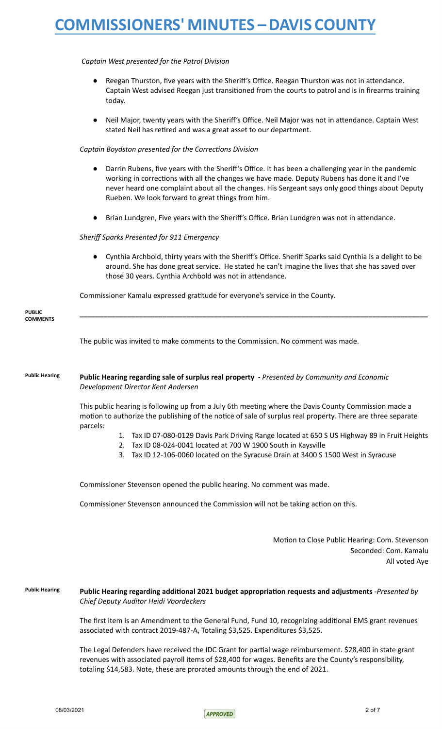*Captain West presented for the Patrol Division*

- Reegan Thurston, five years with the Sheriff's Office. Reegan Thurston was not in attendance. Captain West advised Reegan just transitioned from the courts to patrol and is in firearms training today.
- Neil Major, twenty years with the Sheriff's Office. Neil Major was not in attendance. Captain West stated Neil has retired and was a great asset to our department.

*Captain Boydston presented for the Corrections Division*

- Darrin Rubens, five years with the Sheriff's Office. It has been a challenging year in the pandemic working in corrections with all the changes we have made. Deputy Rubens has done it and I've never heard one complaint about all the changes. His Sergeant says only good things about Deputy Rueben. We look forward to great things from him.
- Brian Lundgren, Five years with the Sheriff's Office. Brian Lundgren was not in attendance.

*Sheriff Sparks Presented for 911 Emergency*

- Cynthia Archbold, thirty years with the Sheriff's Office. Sheriff Sparks said Cynthia is a delight to be around. She has done great service. He stated he can't imagine the lives that she has saved over those 30 years. Cynthia Archbold was not in attendance.

Commissioner Kamalu expressed gratitude for everyone's service in the County.

**PUBLIC COMMENTS**

---

The public was invited to make comments to the Commission. No comment was made.

**Public Hearing**

**Public Hearing regarding sale of surplus real property -** *Presented by Community and Economic Development Director Kent Andersen*

This public hearing is following up from a July 6th meeting where the Davis County Commission made a motion to authorize the publishing of the notice of sale of surplus real property. There are three separate parcels:

1. Tax ID 07-080-0129 Davis Park Driving Range located at 650 S US Highway 89 in Fruit Heights
2. Tax ID 08-024-0041 located at 700 W 1900 South in Kaysville
3. Tax ID 12-106-0060 located on the Syracuse Drain at 3400 S 1500 West in Syracuse

Commissioner Stevenson opened the public hearing. No comment was made.

Commissioner Stevenson announced the Commission will not be taking action on this.

Motion to Close Public Hearing: Com. Stevenson
Seconded: Com. Kamalu
All voted Aye

**Public Hearing**

**Public Hearing regarding additional 2021 budget appropriation requests and adjustments** -*Presented by Chief Deputy Auditor Heidi Voordeckers*

The first item is an Amendment to the General Fund, Fund 10, recognizing additional EMS grant revenues associated with contract 2019-487-A, Totaling $3,525. Expenditures $3,525.

The Legal Defenders have received the IDC Grant for partial wage reimbursement. $28,400 in state grant revenues with associated payroll items of $28,400 for wages. Benefits are the County's responsibility, totaling $14,583. Note, these are prorated amounts through the end of 2021.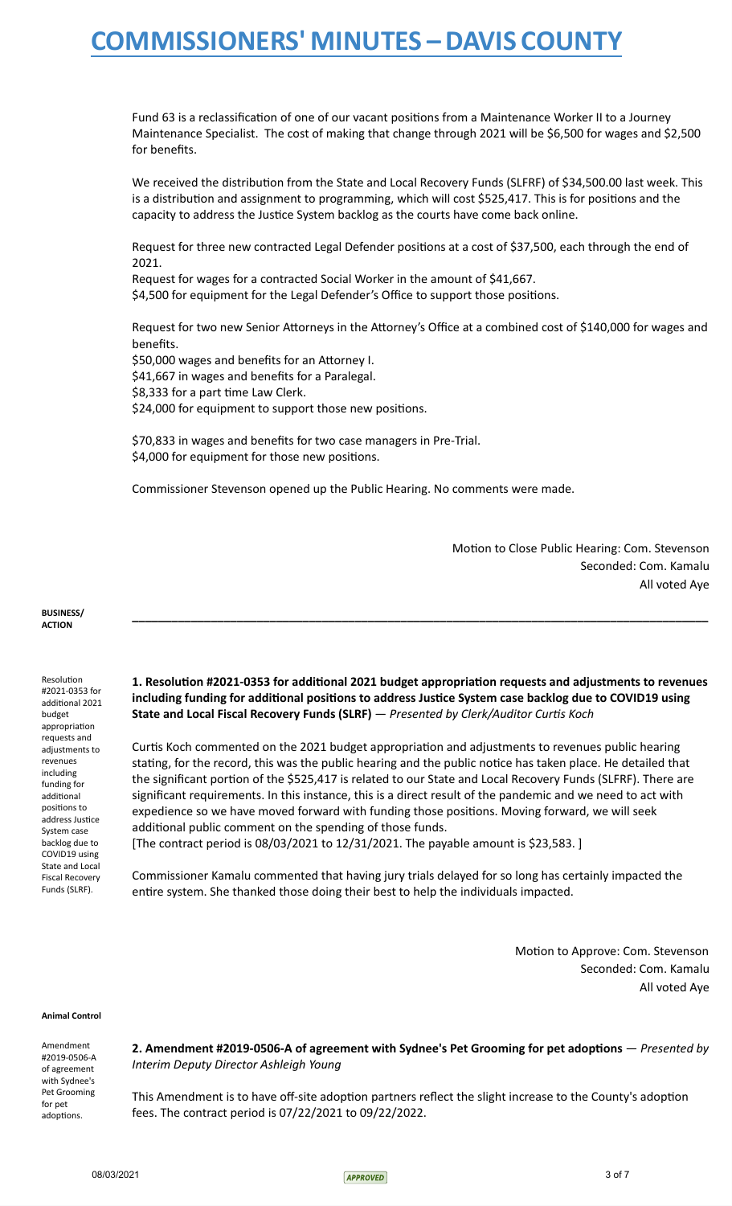Fund 63 is a reclassification of one of our vacant positions from a Maintenance Worker II to a Journey Maintenance Specialist. The cost of making that change through 2021 will be $6,500 for wages and $2,500 for benefits.

We received the distribution from the State and Local Recovery Funds (SLFRF) of $34,500.00 last week. This is a distribution and assignment to programming, which will cost $525,417. This is for positions and the capacity to address the Justice System backlog as the courts have come back online.

Request for three new contracted Legal Defender positions at a cost of $37,500, each through the end of 2021.
Request for wages for a contracted Social Worker in the amount of $41,667.
$4,500 for equipment for the Legal Defender's Office to support those positions.

Request for two new Senior Attorneys in the Attorney's Office at a combined cost of $140,000 for wages and benefits.
$50,000 wages and benefits for an Attorney I.
$41,667 in wages and benefits for a Paralegal.
$8,333 for a part time Law Clerk.
$24,000 for equipment to support those new positions.

$70,833 in wages and benefits for two case managers in Pre-Trial.
$4,000 for equipment for those new positions.

Commissioner Stevenson opened up the Public Hearing. No comments were made.

Motion to Close Public Hearing: Com. Stevenson
Seconded: Com. Kamalu
All voted Aye

**BUSINESS/ ACTION**

---

Resolution #2021-0353 for additional 2021 budget appropriation requests and adjustments to revenues including funding for additional positions to address Justice System case backlog due to COVID19 using State and Local Fiscal Recovery Funds (SLRF).

**1. Resolution #2021-0353 for additional 2021 budget appropriation requests and adjustments to revenues including funding for additional positions to address Justice System case backlog due to COVID19 using State and Local Fiscal Recovery Funds (SLRF)** — *Presented by Clerk/Auditor Curtis Koch*

Curtis Koch commented on the 2021 budget appropriation and adjustments to revenues public hearing stating, for the record, this was the public hearing and the public notice has taken place. He detailed that the significant portion of the $525,417 is related to our State and Local Recovery Funds (SLFRF). There are significant requirements. In this instance, this is a direct result of the pandemic and we need to act with expedience so we have moved forward with funding those positions. Moving forward, we will seek additional public comment on the spending of those funds.
[The contract period is 08/03/2021 to 12/31/2021. The payable amount is $23,583. ]

Commissioner Kamalu commented that having jury trials delayed for so long has certainly impacted the entire system. She thanked those doing their best to help the individuals impacted.

Motion to Approve: Com. Stevenson
Seconded: Com. Kamalu
All voted Aye

**Animal Control**

Amendment #2019-0506-A of agreement with Sydnee's Pet Grooming for pet adoptions.

**2. Amendment #2019-0506-A of agreement with Sydnee's Pet Grooming for pet adoptions** — *Presented by Interim Deputy Director Ashleigh Young*

This Amendment is to have off-site adoption partners reflect the slight increase to the County's adoption fees. The contract period is 07/22/2021 to 09/22/2022.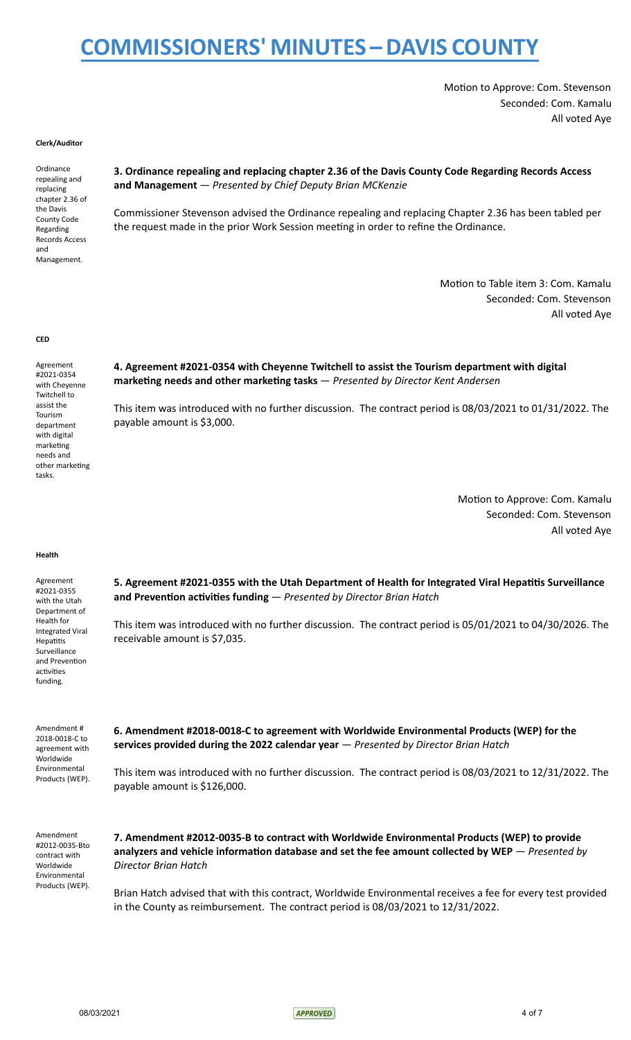Motion to Approve: Com. Stevenson
Seconded: Com. Kamalu
All voted Aye

**Clerk/Auditor**

Ordinance repealing and replacing chapter 2.36 of the Davis County Code Regarding Records Access and Management.

**3. Ordinance repealing and replacing chapter 2.36 of the Davis County Code Regarding Records Access and Management** — *Presented by Chief Deputy Brian MCKenzie*

Commissioner Stevenson advised the Ordinance repealing and replacing Chapter 2.36 has been tabled per the request made in the prior Work Session meeting in order to refine the Ordinance.

Motion to Table item 3: Com. Kamalu
Seconded: Com. Stevenson
All voted Aye

**CED**

Agreement #2021-0354 with Cheyenne Twitchell to assist the Tourism department with digital marketing needs and other marketing tasks.

**4. Agreement #2021-0354 with Cheyenne Twitchell to assist the Tourism department with digital marketing needs and other marketing tasks** — *Presented by Director Kent Andersen*

This item was introduced with no further discussion. The contract period is 08/03/2021 to 01/31/2022. The payable amount is $3,000.

Motion to Approve: Com. Kamalu
Seconded: Com. Stevenson
All voted Aye

**Health**

Agreement #2021-0355 with the Utah Department of Health for Integrated Viral Hepatitis Surveillance and Prevention activities funding.

**5. Agreement #2021-0355 with the Utah Department of Health for Integrated Viral Hepatitis Surveillance and Prevention activities funding** — *Presented by Director Brian Hatch*

This item was introduced with no further discussion. The contract period is 05/01/2021 to 04/30/2026. The receivable amount is $7,035.

Amendment # 2018-0018-C to agreement with Worldwide Environmental Products (WEP).

**6. Amendment #2018-0018-C to agreement with Worldwide Environmental Products (WEP) for the services provided during the 2022 calendar year** — *Presented by Director Brian Hatch*

This item was introduced with no further discussion. The contract period is 08/03/2021 to 12/31/2022. The payable amount is $126,000.

Amendment #2012-0035-Bto contract with Worldwide Environmental Products (WEP).

**7. Amendment #2012-0035-B to contract with Worldwide Environmental Products (WEP) to provide analyzers and vehicle information database and set the fee amount collected by WEP** — *Presented by Director Brian Hatch*

Brian Hatch advised that with this contract, Worldwide Environmental receives a fee for every test provided in the County as reimbursement. The contract period is 08/03/2021 to 12/31/2022.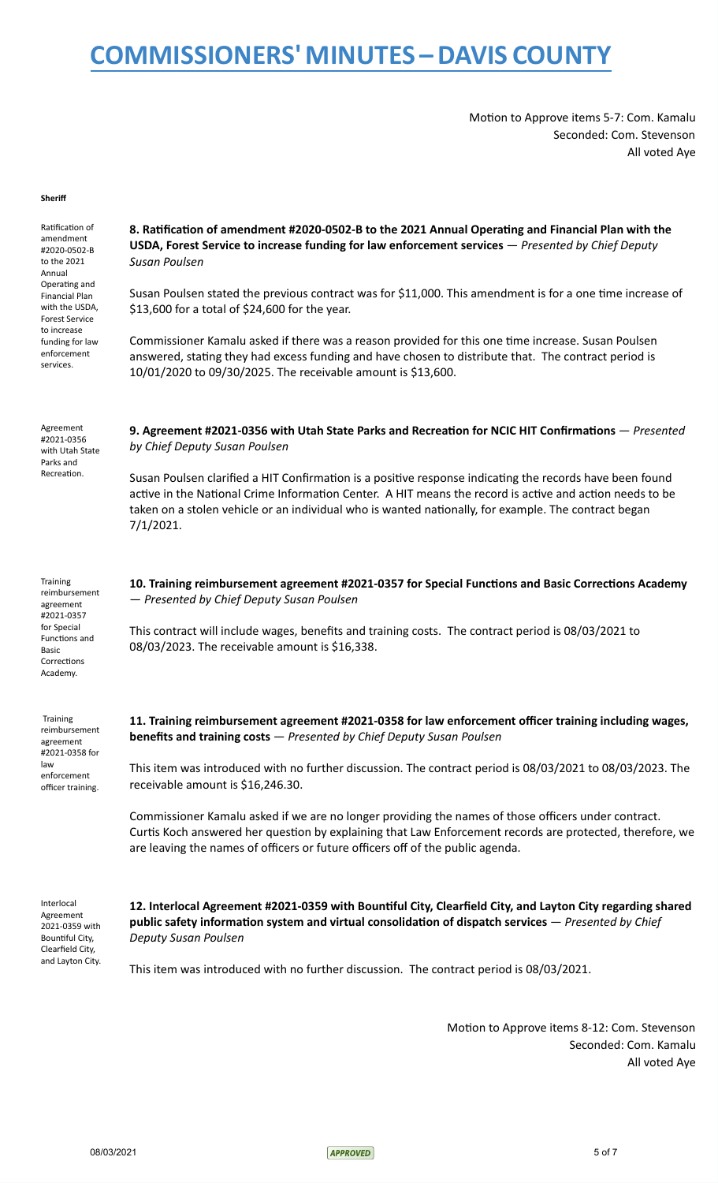Motion to Approve items 5-7: Com. Kamalu
Seconded: Com. Stevenson
All voted Aye

**Sheriff**

Ratification of amendment #2020-0502-B to the 2021 Annual Operating and Financial Plan with the USDA, Forest Service to increase funding for law enforcement services.

**8. Ratification of amendment #2020-0502-B to the 2021 Annual Operating and Financial Plan with the USDA, Forest Service to increase funding for law enforcement services** — *Presented by Chief Deputy Susan Poulsen*

Susan Poulsen stated the previous contract was for $11,000. This amendment is for a one time increase of $13,600 for a total of $24,600 for the year.

Commissioner Kamalu asked if there was a reason provided for this one time increase. Susan Poulsen answered, stating they had excess funding and have chosen to distribute that. The contract period is 10/01/2020 to 09/30/2025. The receivable amount is $13,600.

Agreement #2021-0356 with Utah State Parks and Recreation.

**9. Agreement #2021-0356 with Utah State Parks and Recreation for NCIC HIT Confirmations** — *Presented by Chief Deputy Susan Poulsen*

Susan Poulsen clarified a HIT Confirmation is a positive response indicating the records have been found active in the National Crime Information Center. A HIT means the record is active and action needs to be taken on a stolen vehicle or an individual who is wanted nationally, for example. The contract began 7/1/2021.

Training reimbursement agreement #2021-0357 for Special Functions and Basic Corrections Academy.

**10. Training reimbursement agreement #2021-0357 for Special Functions and Basic Corrections Academy** — *Presented by Chief Deputy Susan Poulsen*

This contract will include wages, benefits and training costs. The contract period is 08/03/2021 to 08/03/2023. The receivable amount is $16,338.

Training reimbursement agreement #2021-0358 for law enforcement officer training.

**11. Training reimbursement agreement #2021-0358 for law enforcement officer training including wages, benefits and training costs** — *Presented by Chief Deputy Susan Poulsen*

This item was introduced with no further discussion. The contract period is 08/03/2021 to 08/03/2023. The receivable amount is $16,246.30.

Commissioner Kamalu asked if we are no longer providing the names of those officers under contract. Curtis Koch answered her question by explaining that Law Enforcement records are protected, therefore, we are leaving the names of officers or future officers off of the public agenda.

Interlocal Agreement 2021-0359 with Bountiful City, Clearfield City, and Layton City.

**12. Interlocal Agreement #2021-0359 with Bountiful City, Clearfield City, and Layton City regarding shared public safety information system and virtual consolidation of dispatch services** — *Presented by Chief Deputy Susan Poulsen*

This item was introduced with no further discussion. The contract period is 08/03/2021.

Motion to Approve items 8-12: Com. Stevenson
Seconded: Com. Kamalu
All voted Aye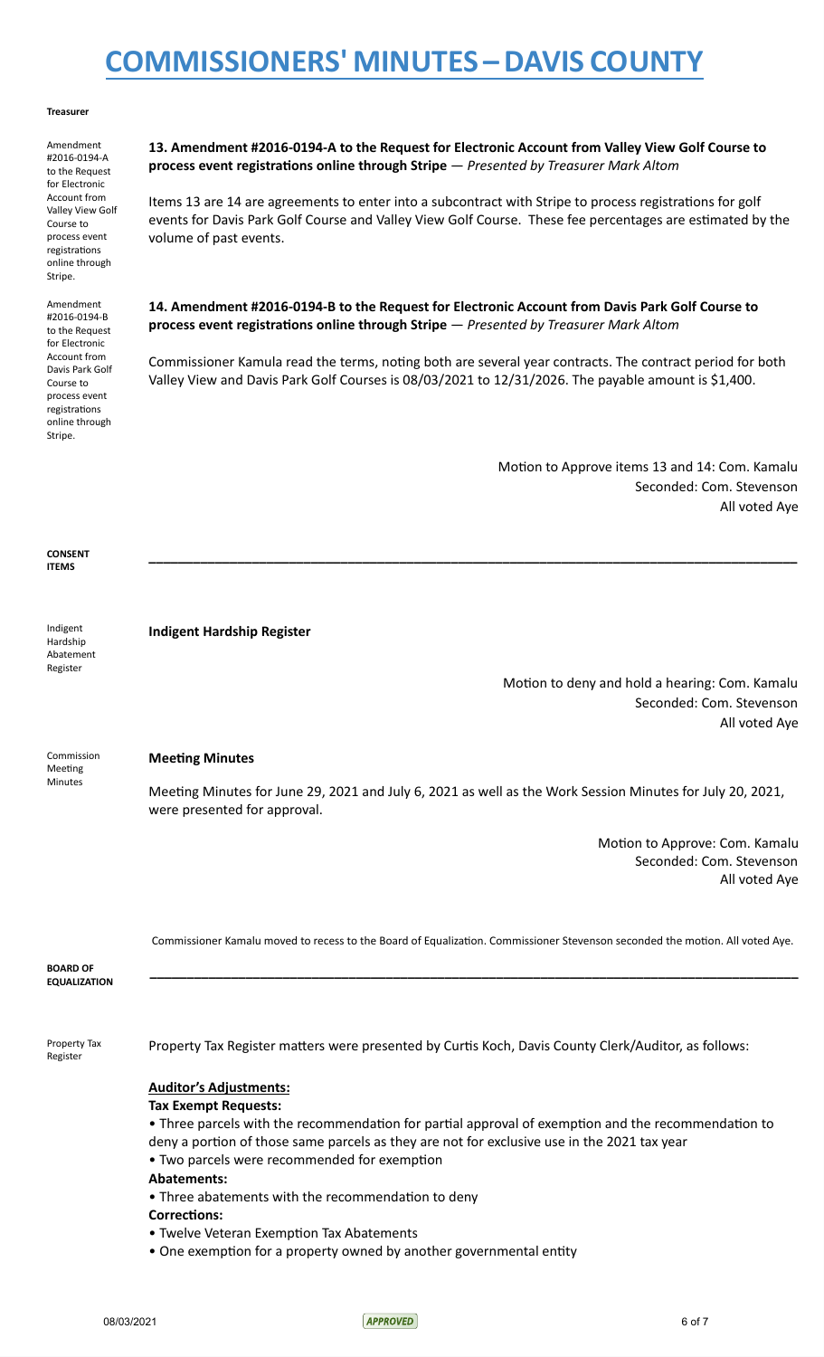# COMMISSIONERS' MINUTES – DAVIS COUNTY

**Treasurer**

Amendment #2016-0194-A to the Request for Electronic Account from Valley View Golf Course to process event registrations online through Stripe.

**13. Amendment #2016-0194-A to the Request for Electronic Account from Valley View Golf Course to process event registrations online through Stripe** — *Presented by Treasurer Mark Altom*

Items 13 are 14 are agreements to enter into a subcontract with Stripe to process registrations for golf events for Davis Park Golf Course and Valley View Golf Course. These fee percentages are estimated by the volume of past events.

Amendment #2016-0194-B to the Request for Electronic Account from Davis Park Golf Course to process event registrations online through Stripe.

**14. Amendment #2016-0194-B to the Request for Electronic Account from Davis Park Golf Course to process event registrations online through Stripe** — *Presented by Treasurer Mark Altom*

Commissioner Kamula read the terms, noting both are several year contracts. The contract period for both Valley View and Davis Park Golf Courses is 08/03/2021 to 12/31/2026. The payable amount is $1,400.

Motion to Approve items 13 and 14: Com. Kamalu
Seconded: Com. Stevenson
All voted Aye

---

**CONSENT ITEMS**

Indigent Hardship Abatement Register

**Indigent Hardship Register**

Motion to deny and hold a hearing: Com. Kamalu
Seconded: Com. Stevenson
All voted Aye

Commission Meeting Minutes

**Meeting Minutes**

Meeting Minutes for June 29, 2021 and July 6, 2021 as well as the Work Session Minutes for July 20, 2021, were presented for approval.

Motion to Approve: Com. Kamalu
Seconded: Com. Stevenson
All voted Aye

Commissioner Kamalu moved to recess to the Board of Equalization. Commissioner Stevenson seconded the motion. All voted Aye.

---

**BOARD OF EQUALIZATION**

Property Tax Register

Property Tax Register matters were presented by Curtis Koch, Davis County Clerk/Auditor, as follows:

**Auditor's Adjustments:**

**Tax Exempt Requests:**

- Three parcels with the recommendation for partial approval of exemption and the recommendation to deny a portion of those same parcels as they are not for exclusive use in the 2021 tax year
- Two parcels were recommended for exemption

**Abatements:**

- Three abatements with the recommendation to deny

**Corrections:**

- Twelve Veteran Exemption Tax Abatements
- One exemption for a property owned by another governmental entity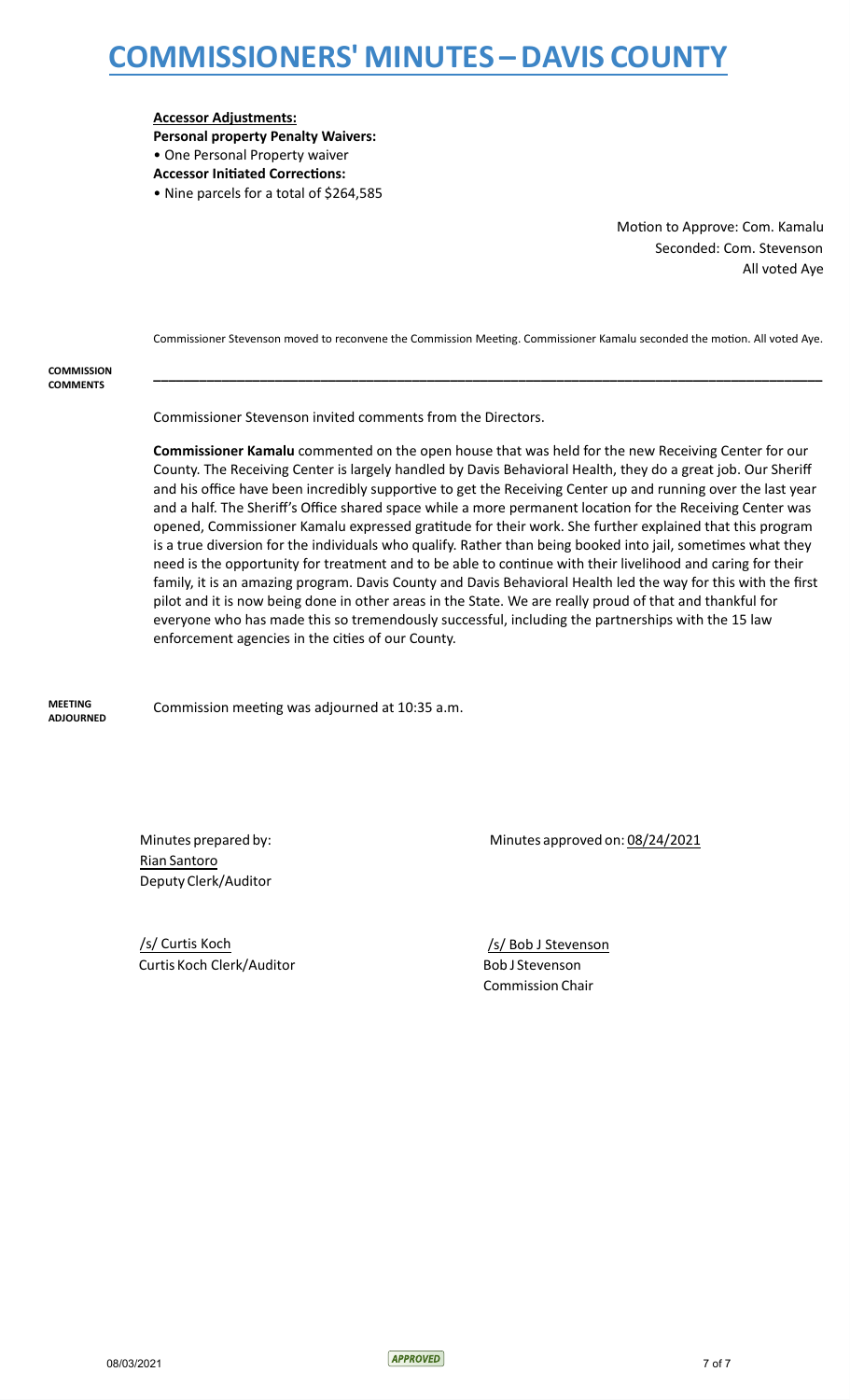**Accessor Adjustments:**

**Personal property Penalty Waivers:**

- One Personal Property waiver

**Accessor Initiated Corrections:**

- Nine parcels for a total of $264,585

Motion to Approve: Com. Kamalu
Seconded: Com. Stevenson
All voted Aye

Commissioner Stevenson moved to reconvene the Commission Meeting. Commissioner Kamalu seconded the motion. All voted Aye.

**COMMISSION COMMENTS**

Commissioner Stevenson invited comments from the Directors.

**Commissioner Kamalu** commented on the open house that was held for the new Receiving Center for our County. The Receiving Center is largely handled by Davis Behavioral Health, they do a great job. Our Sheriff and his office have been incredibly supportive to get the Receiving Center up and running over the last year and a half. The Sheriff's Office shared space while a more permanent location for the Receiving Center was opened, Commissioner Kamalu expressed gratitude for their work. She further explained that this program is a true diversion for the individuals who qualify. Rather than being booked into jail, sometimes what they need is the opportunity for treatment and to be able to continue with their livelihood and caring for their family, it is an amazing program. Davis County and Davis Behavioral Health led the way for this with the first pilot and it is now being done in other areas in the State. We are really proud of that and thankful for everyone who has made this so tremendously successful, including the partnerships with the 15 law enforcement agencies in the cities of our County.

**MEETING ADJOURNED**

Commission meeting was adjourned at 10:35 a.m.

Minutes prepared by:
Rian Santoro
Deputy Clerk/Auditor

Minutes approved on: 08/24/2021

/s/ Curtis Koch
Curtis Koch Clerk/Auditor

/s/ Bob J Stevenson
Bob J Stevenson
Commission Chair